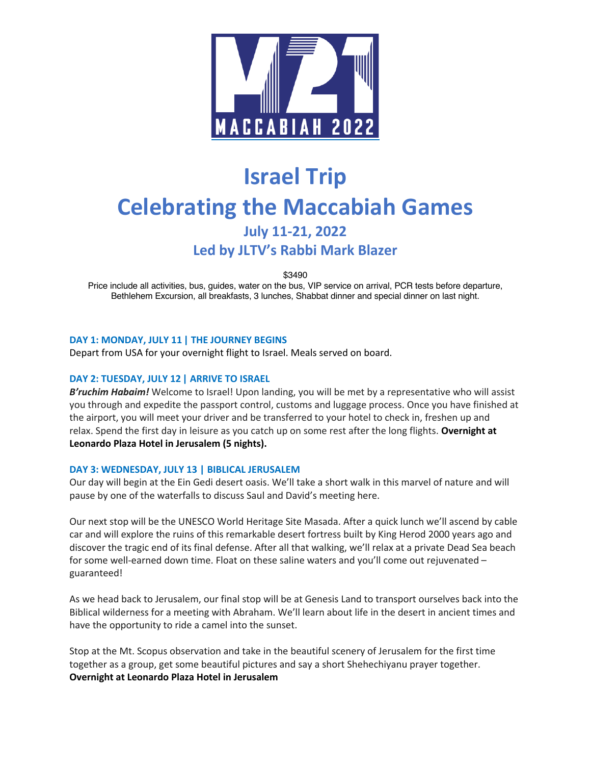# Israel Trip

# Celebrating the Maccabiah Games

## July 11-21, 2022

## Led by JLTV's Rabbi Mark Blazer

$3490

Price include all activities, bus, guides, water on the bus, VIP service on arrival, PCR tests before departure, Bethlehem Excursion, all breakfasts, 3 lunches, Shabbat dinner and special dinner on last night.

### DAY 1: MONDAY, JULY 11 | THE JOURNEY BEGINS

Depart from USA for your overnight flight to Israel. Meals served on board.

### DAY 2: TUESDAY, JULY 12 | ARRIVE TO ISRAEL

***B'ruchim Habaim!*** Welcome to Israel! Upon landing, you will be met by a representative who will assist you through and expedite the passport control, customs and luggage process. Once you have finished at the airport, you will meet your driver and be transferred to your hotel to check in, freshen up and relax. Spend the first day in leisure as you catch up on some rest after the long flights. **Overnight at Leonardo Plaza Hotel in Jerusalem (5 nights).**

### DAY 3: WEDNESDAY, JULY 13 | BIBLICAL JERUSALEM

Our day will begin at the Ein Gedi desert oasis. We'll take a short walk in this marvel of nature and will pause by one of the waterfalls to discuss Saul and David's meeting here.

Our next stop will be the UNESCO World Heritage Site Masada. After a quick lunch we'll ascend by cable car and will explore the ruins of this remarkable desert fortress built by King Herod 2000 years ago and discover the tragic end of its final defense. After all that walking, we'll relax at a private Dead Sea beach for some well-earned down time. Float on these saline waters and you'll come out rejuvenated – guaranteed!

As we head back to Jerusalem, our final stop will be at Genesis Land to transport ourselves back into the Biblical wilderness for a meeting with Abraham. We'll learn about life in the desert in ancient times and have the opportunity to ride a camel into the sunset.

Stop at the Mt. Scopus observation and take in the beautiful scenery of Jerusalem for the first time together as a group, get some beautiful pictures and say a short Shehechiyanu prayer together.
**Overnight at Leonardo Plaza Hotel in Jerusalem**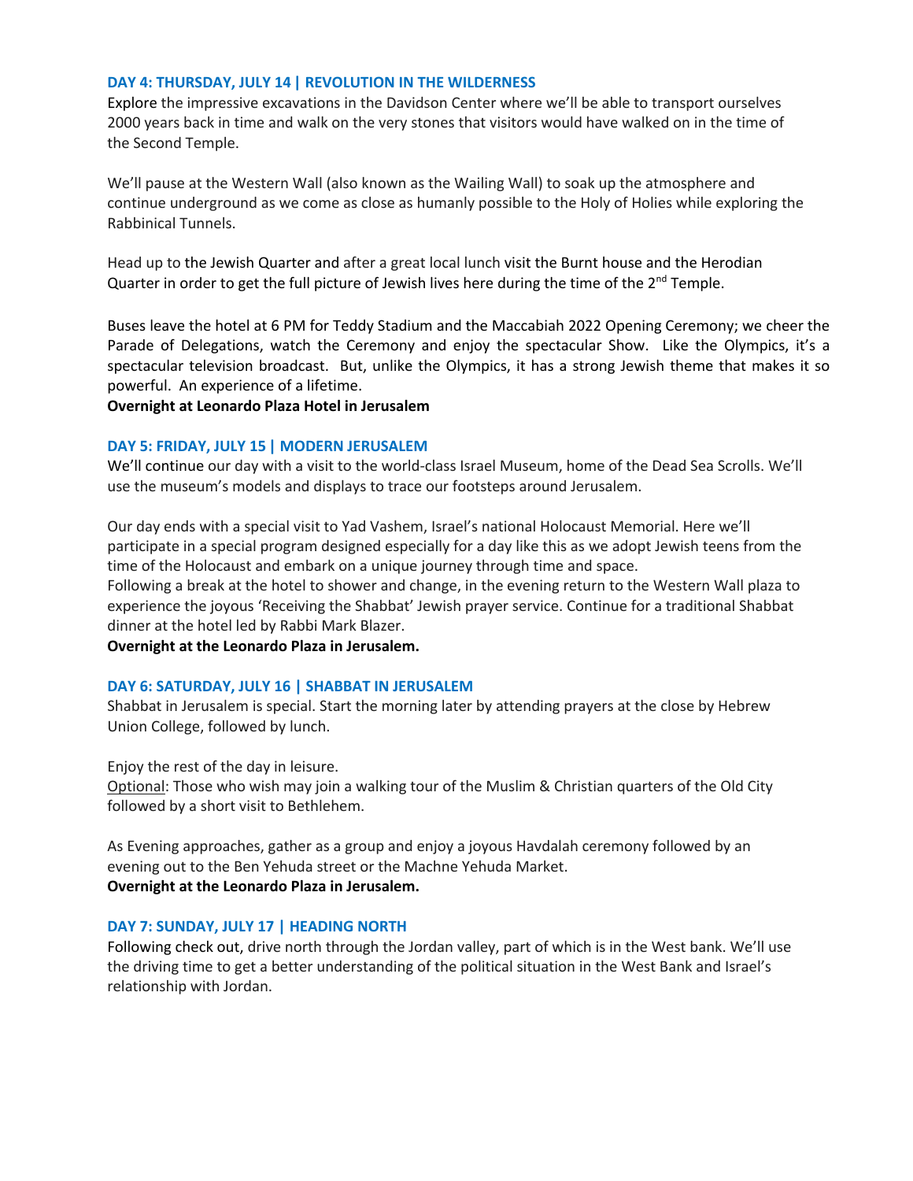### DAY 4: THURSDAY, JULY 14 | REVOLUTION IN THE WILDERNESS

Explore the impressive excavations in the Davidson Center where we'll be able to transport ourselves 2000 years back in time and walk on the very stones that visitors would have walked on in the time of the Second Temple.

We'll pause at the Western Wall (also known as the Wailing Wall) to soak up the atmosphere and continue underground as we come as close as humanly possible to the Holy of Holies while exploring the Rabbinical Tunnels.

Head up to the Jewish Quarter and after a great local lunch visit the Burnt house and the Herodian Quarter in order to get the full picture of Jewish lives here during the time of the 2nd Temple.

Buses leave the hotel at 6 PM for Teddy Stadium and the Maccabiah 2022 Opening Ceremony; we cheer the Parade of Delegations, watch the Ceremony and enjoy the spectacular Show. Like the Olympics, it's a spectacular television broadcast. But, unlike the Olympics, it has a strong Jewish theme that makes it so powerful. An experience of a lifetime.

**Overnight at Leonardo Plaza Hotel in Jerusalem**

### DAY 5: FRIDAY, JULY 15 | MODERN JERUSALEM

We'll continue our day with a visit to the world-class Israel Museum, home of the Dead Sea Scrolls. We'll use the museum's models and displays to trace our footsteps around Jerusalem.

Our day ends with a special visit to Yad Vashem, Israel's national Holocaust Memorial. Here we'll participate in a special program designed especially for a day like this as we adopt Jewish teens from the time of the Holocaust and embark on a unique journey through time and space.

Following a break at the hotel to shower and change, in the evening return to the Western Wall plaza to experience the joyous 'Receiving the Shabbat' Jewish prayer service. Continue for a traditional Shabbat dinner at the hotel led by Rabbi Mark Blazer.

**Overnight at the Leonardo Plaza in Jerusalem.**

### DAY 6: SATURDAY, JULY 16 | SHABBAT IN JERUSALEM

Shabbat in Jerusalem is special. Start the morning later by attending prayers at the close by Hebrew Union College, followed by lunch.

Enjoy the rest of the day in leisure.

Optional: Those who wish may join a walking tour of the Muslim & Christian quarters of the Old City followed by a short visit to Bethlehem.

As Evening approaches, gather as a group and enjoy a joyous Havdalah ceremony followed by an evening out to the Ben Yehuda street or the Machne Yehuda Market.

**Overnight at the Leonardo Plaza in Jerusalem.**

### DAY 7: SUNDAY, JULY 17 | HEADING NORTH

Following check out, drive north through the Jordan valley, part of which is in the West bank. We'll use the driving time to get a better understanding of the political situation in the West Bank and Israel's relationship with Jordan.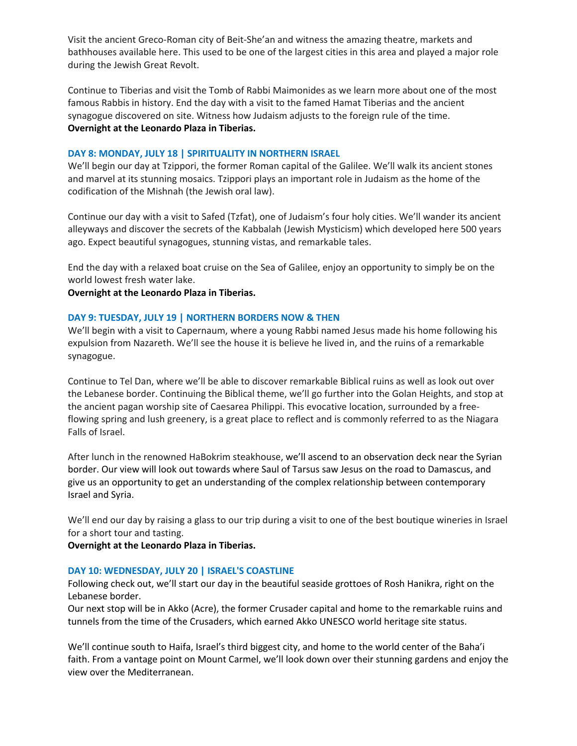Visit the ancient Greco-Roman city of Beit-She'an and witness the amazing theatre, markets and bathhouses available here. This used to be one of the largest cities in this area and played a major role during the Jewish Great Revolt.

Continue to Tiberias and visit the Tomb of Rabbi Maimonides as we learn more about one of the most famous Rabbis in history. End the day with a visit to the famed Hamat Tiberias and the ancient synagogue discovered on site. Witness how Judaism adjusts to the foreign rule of the time.
**Overnight at the Leonardo Plaza in Tiberias.**

### DAY 8: MONDAY, JULY 18 | SPIRITUALITY IN NORTHERN ISRAEL

We'll begin our day at Tzippori, the former Roman capital of the Galilee. We'll walk its ancient stones and marvel at its stunning mosaics. Tzippori plays an important role in Judaism as the home of the codification of the Mishnah (the Jewish oral law).

Continue our day with a visit to Safed (Tzfat), one of Judaism's four holy cities. We'll wander its ancient alleyways and discover the secrets of the Kabbalah (Jewish Mysticism) which developed here 500 years ago. Expect beautiful synagogues, stunning vistas, and remarkable tales.

End the day with a relaxed boat cruise on the Sea of Galilee, enjoy an opportunity to simply be on the world lowest fresh water lake.
**Overnight at the Leonardo Plaza in Tiberias.**

### DAY 9: TUESDAY, JULY 19 | NORTHERN BORDERS NOW & THEN

We'll begin with a visit to Capernaum, where a young Rabbi named Jesus made his home following his expulsion from Nazareth. We'll see the house it is believe he lived in, and the ruins of a remarkable synagogue.

Continue to Tel Dan, where we'll be able to discover remarkable Biblical ruins as well as look out over the Lebanese border. Continuing the Biblical theme, we'll go further into the Golan Heights, and stop at the ancient pagan worship site of Caesarea Philippi. This evocative location, surrounded by a free-flowing spring and lush greenery, is a great place to reflect and is commonly referred to as the Niagara Falls of Israel.

After lunch in the renowned HaBokrim steakhouse, we'll ascend to an observation deck near the Syrian border. Our view will look out towards where Saul of Tarsus saw Jesus on the road to Damascus, and give us an opportunity to get an understanding of the complex relationship between contemporary Israel and Syria.

We'll end our day by raising a glass to our trip during a visit to one of the best boutique wineries in Israel for a short tour and tasting.
**Overnight at the Leonardo Plaza in Tiberias.**

### DAY 10: WEDNESDAY, JULY 20 | ISRAEL'S COASTLINE

Following check out, we'll start our day in the beautiful seaside grottoes of Rosh Hanikra, right on the Lebanese border.
Our next stop will be in Akko (Acre), the former Crusader capital and home to the remarkable ruins and tunnels from the time of the Crusaders, which earned Akko UNESCO world heritage site status.

We'll continue south to Haifa, Israel's third biggest city, and home to the world center of the Baha'i faith. From a vantage point on Mount Carmel, we'll look down over their stunning gardens and enjoy the view over the Mediterranean.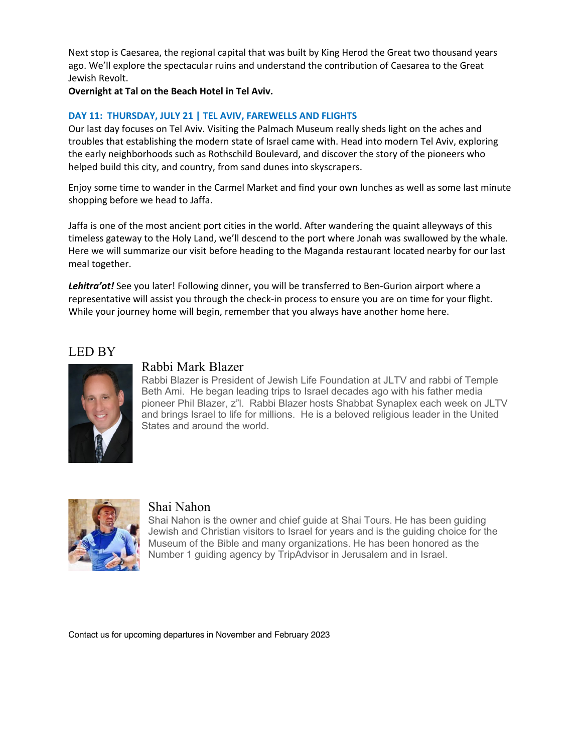Next stop is Caesarea, the regional capital that was built by King Herod the Great two thousand years ago. We'll explore the spectacular ruins and understand the contribution of Caesarea to the Great Jewish Revolt.

**Overnight at Tal on the Beach Hotel in Tel Aviv.**

### DAY 11: THURSDAY, JULY 21 | TEL AVIV, FAREWELLS AND FLIGHTS

Our last day focuses on Tel Aviv. Visiting the Palmach Museum really sheds light on the aches and troubles that establishing the modern state of Israel came with. Head into modern Tel Aviv, exploring the early neighborhoods such as Rothschild Boulevard, and discover the story of the pioneers who helped build this city, and country, from sand dunes into skyscrapers.

Enjoy some time to wander in the Carmel Market and find your own lunches as well as some last minute shopping before we head to Jaffa.

Jaffa is one of the most ancient port cities in the world. After wandering the quaint alleyways of this timeless gateway to the Holy Land, we'll descend to the port where Jonah was swallowed by the whale. Here we will summarize our visit before heading to the Maganda restaurant located nearby for our last meal together.

***Lehitra'ot!*** See you later! Following dinner, you will be transferred to Ben-Gurion airport where a representative will assist you through the check-in process to ensure you are on time for your flight. While your journey home will begin, remember that you always have another home here.

## LED BY

### Rabbi Mark Blazer

Rabbi Blazer is President of Jewish Life Foundation at JLTV and rabbi of Temple Beth Ami. He began leading trips to Israel decades ago with his father media pioneer Phil Blazer, z"l. Rabbi Blazer hosts Shabbat Synaplex each week on JLTV and brings Israel to life for millions. He is a beloved religious leader in the United States and around the world.

### Shai Nahon

Shai Nahon is the owner and chief guide at Shai Tours. He has been guiding Jewish and Christian visitors to Israel for years and is the guiding choice for the Museum of the Bible and many organizations. He has been honored as the Number 1 guiding agency by TripAdvisor in Jerusalem and in Israel.

Contact us for upcoming departures in November and February 2023